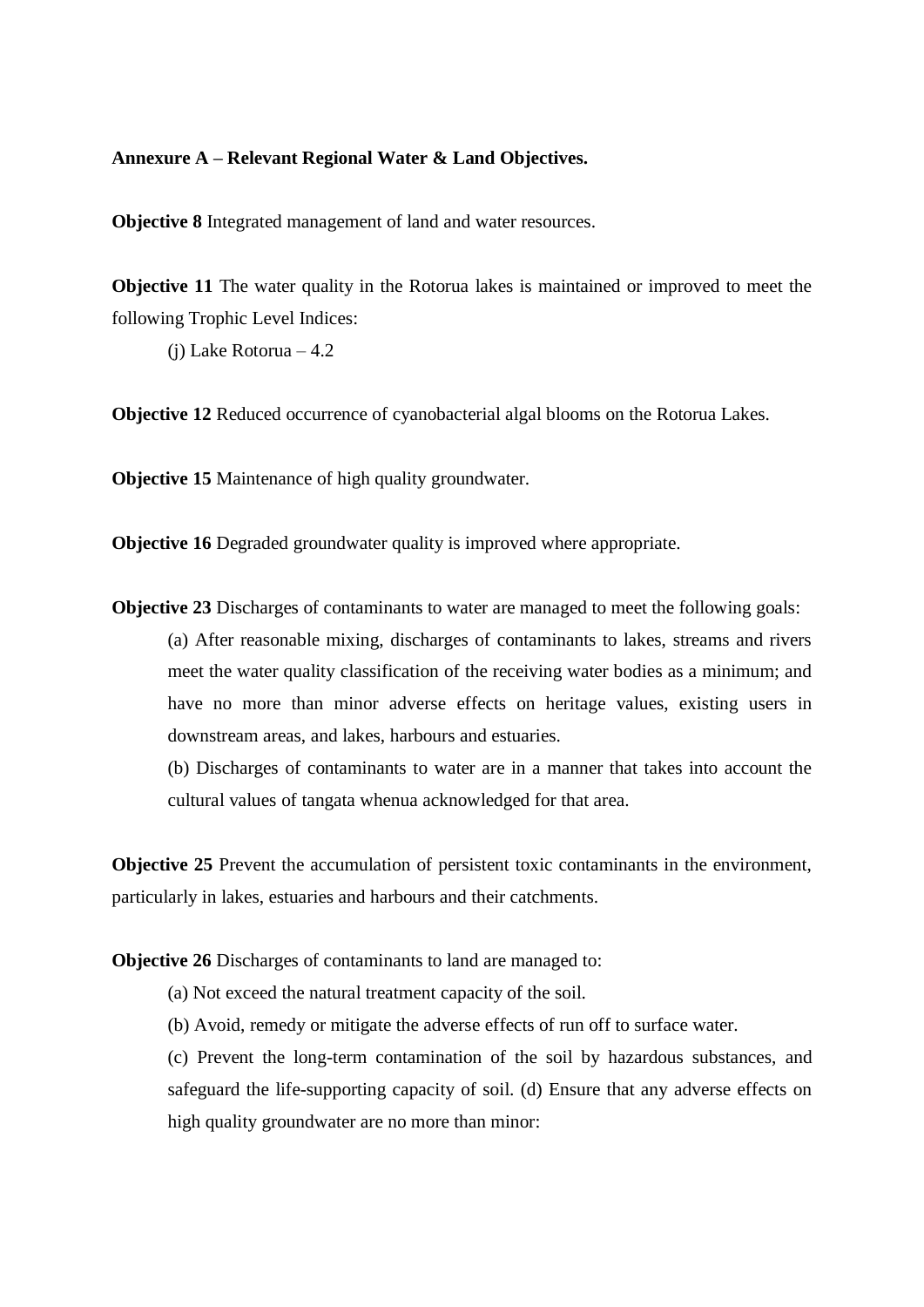**Annexure A – Relevant Regional Water & Land Objectives.**

**Objective 8** Integrated management of land and water resources.

**Objective 11** The water quality in the Rotorua lakes is maintained or improved to meet the following Trophic Level Indices:

(j) Lake Rotorua – 4.2

**Objective 12** Reduced occurrence of cyanobacterial algal blooms on the Rotorua Lakes.

**Objective 15** Maintenance of high quality groundwater.

**Objective 16** Degraded groundwater quality is improved where appropriate.

**Objective 23** Discharges of contaminants to water are managed to meet the following goals:

(a) After reasonable mixing, discharges of contaminants to lakes, streams and rivers meet the water quality classification of the receiving water bodies as a minimum; and have no more than minor adverse effects on heritage values, existing users in downstream areas, and lakes, harbours and estuaries.

(b) Discharges of contaminants to water are in a manner that takes into account the cultural values of tangata whenua acknowledged for that area.

**Objective 25** Prevent the accumulation of persistent toxic contaminants in the environment, particularly in lakes, estuaries and harbours and their catchments.

**Objective 26** Discharges of contaminants to land are managed to:

(a) Not exceed the natural treatment capacity of the soil.

(b) Avoid, remedy or mitigate the adverse effects of run off to surface water.

(c) Prevent the long-term contamination of the soil by hazardous substances, and safeguard the life-supporting capacity of soil. (d) Ensure that any adverse effects on high quality groundwater are no more than minor: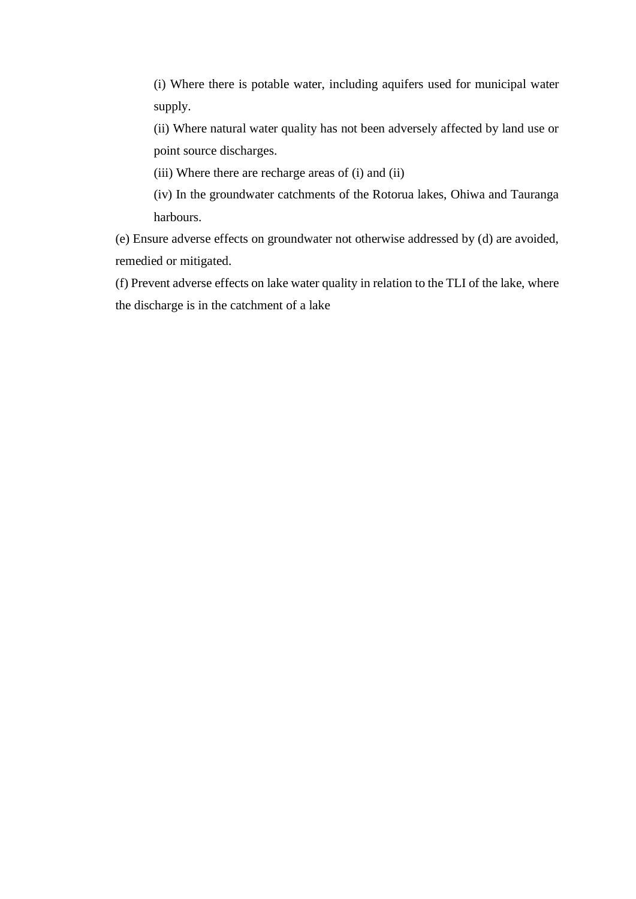(i) Where there is potable water, including aquifers used for municipal water supply.

(ii) Where natural water quality has not been adversely affected by land use or point source discharges.

(iii) Where there are recharge areas of (i) and (ii)

(iv) In the groundwater catchments of the Rotorua lakes, Ohiwa and Tauranga harbours.

(e) Ensure adverse effects on groundwater not otherwise addressed by (d) are avoided, remedied or mitigated.

(f) Prevent adverse effects on lake water quality in relation to the TLI of the lake, where the discharge is in the catchment of a lake